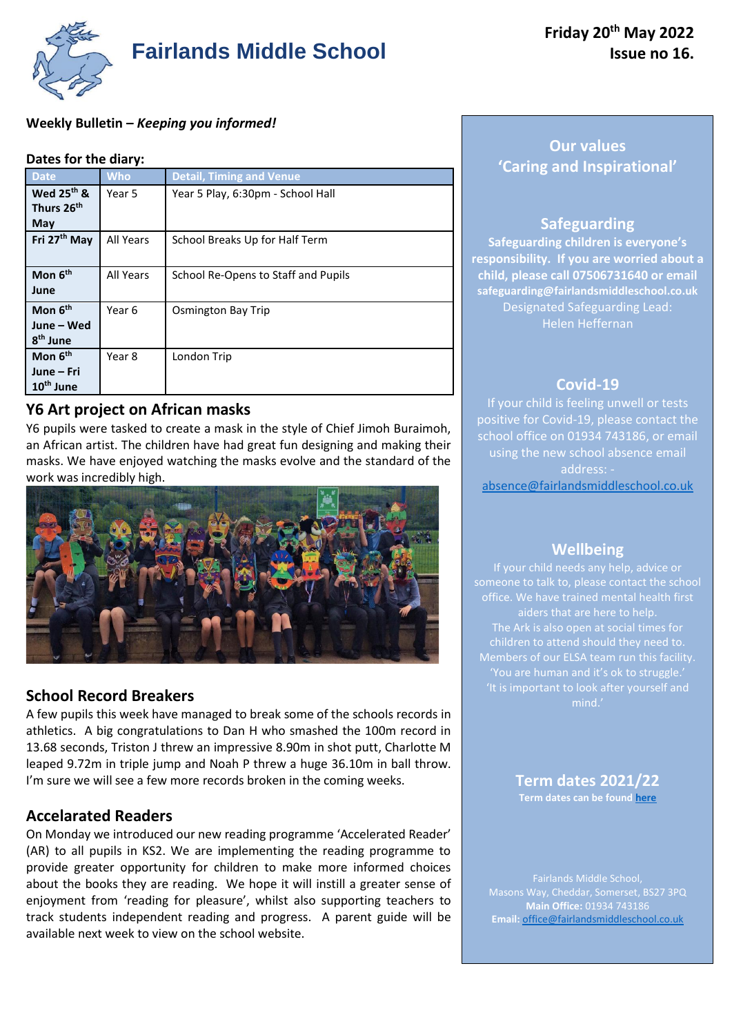# Fairlands Middle School

**Friday 20th May 2022**
**Issue no 16.**

**Weekly Bulletin – *Keeping you informed!***

**Dates for the diary:**

| Date | Who | Detail, Timing and Venue |
|---|---|---|
| **Wed 25th & Thurs 26th May** | Year 5 | Year 5 Play, 6:30pm - School Hall |
| **Fri 27th May** | All Years | School Breaks Up for Half Term |
| **Mon 6th June** | All Years | School Re-Opens to Staff and Pupils |
| **Mon 6th June – Wed 8th June** | Year 6 | Osmington Bay Trip |
| **Mon 6th June – Fri 10th June** | Year 8 | London Trip |

## Y6 Art project on African masks

Y6 pupils were tasked to create a mask in the style of Chief Jimoh Buraimoh, an African artist. The children have had great fun designing and making their masks. We have enjoyed watching the masks evolve and the standard of the work was incredibly high.

## School Record Breakers

A few pupils this week have managed to break some of the schools records in athletics. A big congratulations to Dan H who smashed the 100m record in 13.68 seconds, Triston J threw an impressive 8.90m in shot putt, Charlotte M leaped 9.72m in triple jump and Noah P threw a huge 36.10m in ball throw. I'm sure we will see a few more records broken in the coming weeks.

## Accelarated Readers

On Monday we introduced our new reading programme 'Accelerated Reader' (AR) to all pupils in KS2. We are implementing the reading programme to provide greater opportunity for children to make more informed choices about the books they are reading. We hope it will instill a greater sense of enjoyment from 'reading for pleasure', whilst also supporting teachers to track students independent reading and progress. A parent guide will be available next week to view on the school website.

## Our values
## 'Caring and Inspirational'

## Safeguarding

**Safeguarding children is everyone's responsibility. If you are worried about a child, please call 07506731640 or email safeguarding@fairlandsmiddleschool.co.uk**
Designated Safeguarding Lead:
Helen Heffernan

## Covid-19

If your child is feeling unwell or tests positive for Covid-19, please contact the school office on 01934 743186, or email using the new school absence email address: - absence@fairlandsmiddleschool.co.uk

## Wellbeing

If your child needs any help, advice or someone to talk to, please contact the school office. We have trained mental health first aiders that are here to help.
The Ark is also open at social times for children to attend should they need to. Members of our ELSA team run this facility.
'You are human and it's ok to struggle.'
'It is important to look after yourself and mind.'

## Term dates 2021/22

**Term dates can be found here**

Fairlands Middle School,
Masons Way, Cheddar, Somerset, BS27 3PQ
**Main Office:** 01934 743186
**Email:** office@fairlandsmiddleschool.co.uk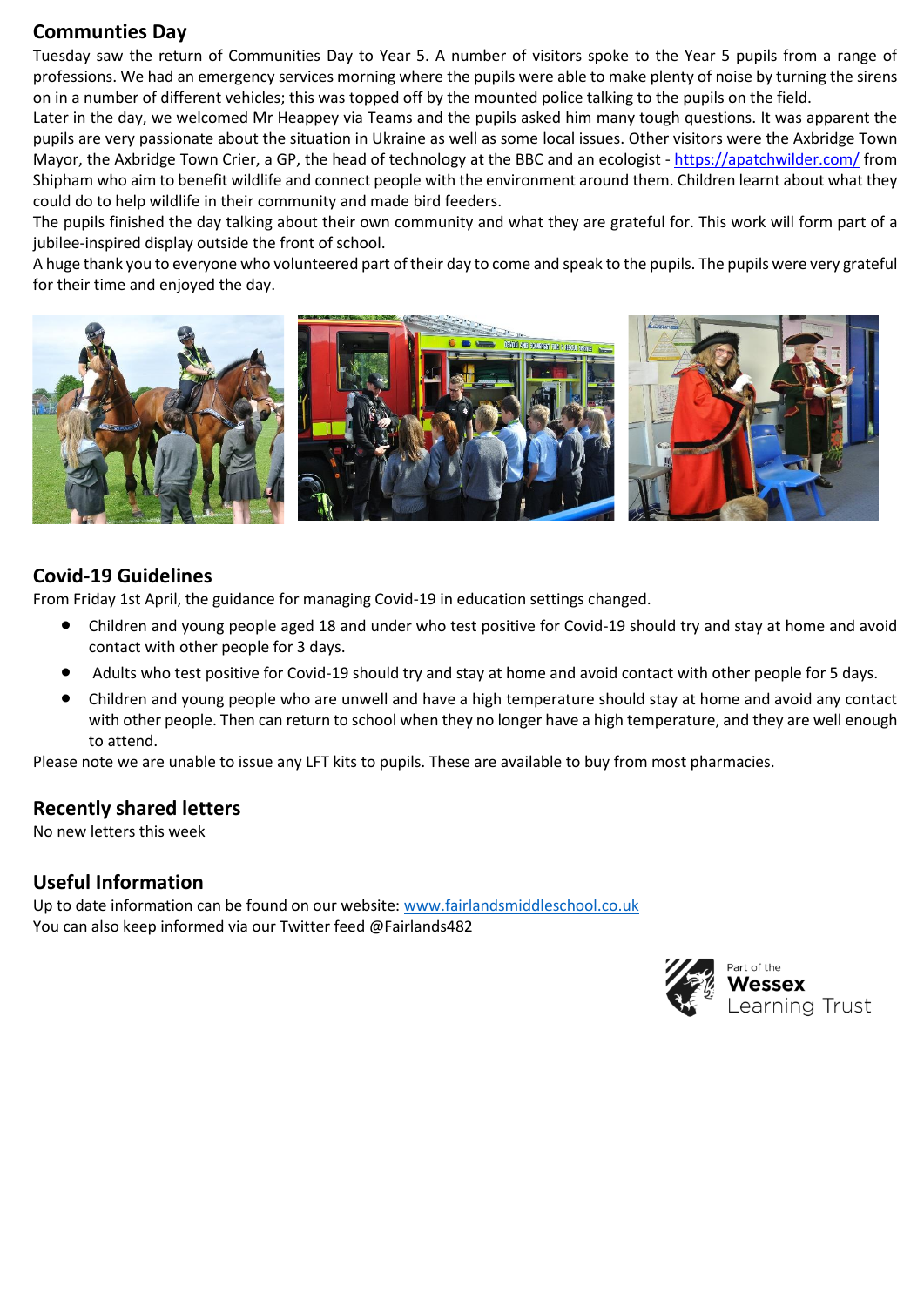## Communties Day

Tuesday saw the return of Communities Day to Year 5. A number of visitors spoke to the Year 5 pupils from a range of professions. We had an emergency services morning where the pupils were able to make plenty of noise by turning the sirens on in a number of different vehicles; this was topped off by the mounted police talking to the pupils on the field.

Later in the day, we welcomed Mr Heappey via Teams and the pupils asked him many tough questions. It was apparent the pupils are very passionate about the situation in Ukraine as well as some local issues. Other visitors were the Axbridge Town Mayor, the Axbridge Town Crier, a GP, the head of technology at the BBC and an ecologist - https://apatchwilder.com/ from Shipham who aim to benefit wildlife and connect people with the environment around them. Children learnt about what they could do to help wildlife in their community and made bird feeders.

The pupils finished the day talking about their own community and what they are grateful for. This work will form part of a jubilee-inspired display outside the front of school.

A huge thank you to everyone who volunteered part of their day to come and speak to the pupils. The pupils were very grateful for their time and enjoyed the day.

## Covid-19 Guidelines

From Friday 1st April, the guidance for managing Covid-19 in education settings changed.

- Children and young people aged 18 and under who test positive for Covid-19 should try and stay at home and avoid contact with other people for 3 days.
- Adults who test positive for Covid-19 should try and stay at home and avoid contact with other people for 5 days.
- Children and young people who are unwell and have a high temperature should stay at home and avoid any contact with other people. Then can return to school when they no longer have a high temperature, and they are well enough to attend.

Please note we are unable to issue any LFT kits to pupils. These are available to buy from most pharmacies.

## Recently shared letters

No new letters this week

## Useful Information

Up to date information can be found on our website: www.fairlandsmiddleschool.co.uk
You can also keep informed via our Twitter feed @Fairlands482

Part of the Wessex Learning Trust